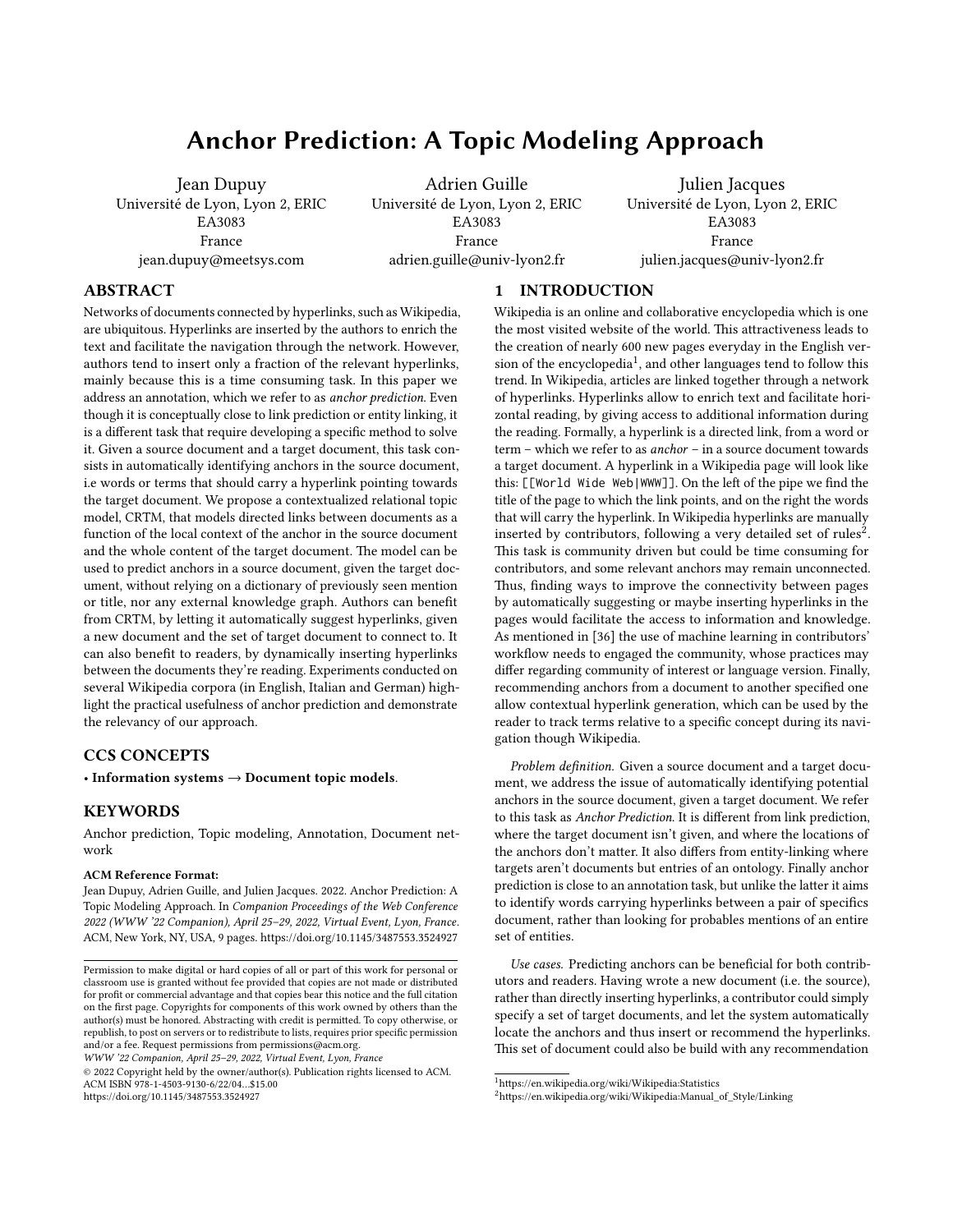# Anchor Prediction: A Topic Modeling Approach

Jean Dupuy
Université de Lyon, Lyon 2, ERIC EA3083
France
jean.dupuy@meetsys.com

Adrien Guille
Université de Lyon, Lyon 2, ERIC EA3083
France
adrien.guille@univ-lyon2.fr

Julien Jacques
Université de Lyon, Lyon 2, ERIC EA3083
France
julien.jacques@univ-lyon2.fr

## ABSTRACT

Networks of documents connected by hyperlinks, such as Wikipedia, are ubiquitous. Hyperlinks are inserted by the authors to enrich the text and facilitate the navigation through the network. However, authors tend to insert only a fraction of the relevant hyperlinks, mainly because this is a time consuming task. In this paper we address an annotation, which we refer to as *anchor prediction*. Even though it is conceptually close to link prediction or entity linking, it is a different task that require developing a specific method to solve it. Given a source document and a target document, this task consists in automatically identifying anchors in the source document, i.e words or terms that should carry a hyperlink pointing towards the target document. We propose a contextualized relational topic model, CRTM, that models directed links between documents as a function of the local context of the anchor in the source document and the whole content of the target document. The model can be used to predict anchors in a source document, given the target document, without relying on a dictionary of previously seen mention or title, nor any external knowledge graph. Authors can benefit from CRTM, by letting it automatically suggest hyperlinks, given a new document and the set of target document to connect to. It can also benefit to readers, by dynamically inserting hyperlinks between the documents they're reading. Experiments conducted on several Wikipedia corpora (in English, Italian and German) highlight the practical usefulness of anchor prediction and demonstrate the relevancy of our approach.

## CCS CONCEPTS

• **Information systems** → **Document topic models**.

## KEYWORDS

Anchor prediction, Topic modeling, Annotation, Document network

**ACM Reference Format:**
Jean Dupuy, Adrien Guille, and Julien Jacques. 2022. Anchor Prediction: A Topic Modeling Approach. In *Companion Proceedings of the Web Conference 2022 (WWW '22 Companion), April 25–29, 2022, Virtual Event, Lyon, France.* ACM, New York, NY, USA, 9 pages. https://doi.org/10.1145/3487553.3524927

Permission to make digital or hard copies of all or part of this work for personal or classroom use is granted without fee provided that copies are not made or distributed for profit or commercial advantage and that copies bear this notice and the full citation on the first page. Copyrights for components of this work owned by others than the author(s) must be honored. Abstracting with credit is permitted. To copy otherwise, or republish, to post on servers or to redistribute to lists, requires prior specific permission and/or a fee. Request permissions from permissions@acm.org.
*WWW '22 Companion, April 25–29, 2022, Virtual Event, Lyon, France*
© 2022 Copyright held by the owner/author(s). Publication rights licensed to ACM.
ACM ISBN 978-1-4503-9130-6/22/04...$15.00
https://doi.org/10.1145/3487553.3524927

## 1 INTRODUCTION

Wikipedia is an online and collaborative encyclopedia which is one the most visited website of the world. This attractiveness leads to the creation of nearly 600 new pages everyday in the English version of the encyclopedia[1], and other languages tend to follow this trend. In Wikipedia, articles are linked together through a network of hyperlinks. Hyperlinks allow to enrich text and facilitate horizontal reading, by giving access to additional information during the reading. Formally, a hyperlink is a directed link, from a word or term – which we refer to as *anchor* – in a source document towards a target document. A hyperlink in a Wikipedia page will look like this: `[[World Wide Web|WWW]]`. On the left of the pipe we find the title of the page to which the link points, and on the right the words that will carry the hyperlink. In Wikipedia hyperlinks are manually inserted by contributors, following a very detailed set of rules[2]. This task is community driven but could be time consuming for contributors, and some relevant anchors may remain unconnected. Thus, finding ways to improve the connectivity between pages by automatically suggesting or maybe inserting hyperlinks in the pages would facilitate the access to information and knowledge. As mentioned in [36] the use of machine learning in contributors' workflow needs to engaged the community, whose practices may differ regarding community of interest or language version. Finally, recommending anchors from a document to another specified one allow contextual hyperlink generation, which can be used by the reader to track terms relative to a specific concept during its navigation though Wikipedia.

*Problem definition.* Given a source document and a target document, we address the issue of automatically identifying potential anchors in the source document, given a target document. We refer to this task as *Anchor Prediction*. It is different from link prediction, where the target document isn't given, and where the locations of the anchors don't matter. It also differs from entity-linking where targets aren't documents but entries of an ontology. Finally anchor prediction is close to an annotation task, but unlike the latter it aims to identify words carrying hyperlinks between a pair of specifics document, rather than looking for probables mentions of an entire set of entities.

*Use cases.* Predicting anchors can be beneficial for both contributors and readers. Having wrote a new document (i.e. the source), rather than directly inserting hyperlinks, a contributor could simply specify a set of target documents, and let the system automatically locate the anchors and thus insert or recommend the hyperlinks. This set of document could also be build with any recommendation

[1] https://en.wikipedia.org/wiki/Wikipedia:Statistics
[2] https://en.wikipedia.org/wiki/Wikipedia:Manual_of_Style/Linking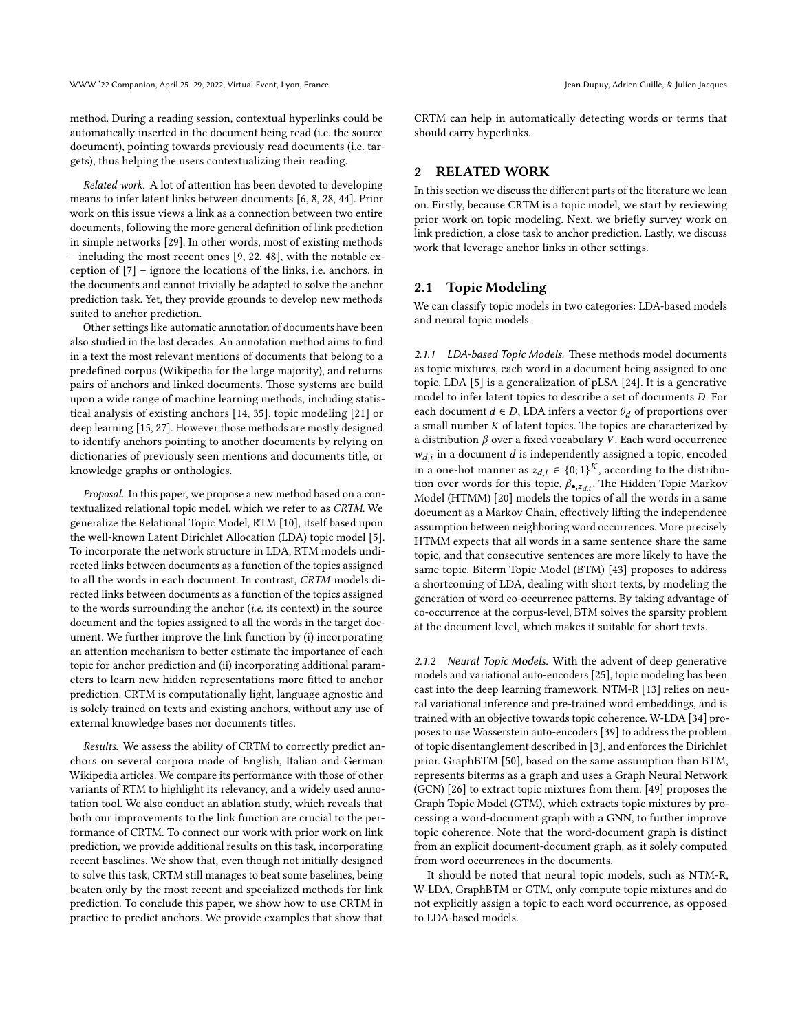method. During a reading session, contextual hyperlinks could be automatically inserted in the document being read (i.e. the source document), pointing towards previously read documents (i.e. targets), thus helping the users contextualizing their reading.

*Related work.* A lot of attention has been devoted to developing means to infer latent links between documents [6, 8, 28, 44]. Prior work on this issue views a link as a connection between two entire documents, following the more general definition of link prediction in simple networks [29]. In other words, most of existing methods – including the most recent ones [9, 22, 48], with the notable exception of [7] – ignore the locations of the links, i.e. anchors, in the documents and cannot trivially be adapted to solve the anchor prediction task. Yet, they provide grounds to develop new methods suited to anchor prediction.

Other settings like automatic annotation of documents have been also studied in the last decades. An annotation method aims to find in a text the most relevant mentions of documents that belong to a predefined corpus (Wikipedia for the large majority), and returns pairs of anchors and linked documents. Those systems are build upon a wide range of machine learning methods, including statistical analysis of existing anchors [14, 35], topic modeling [21] or deep learning [15, 27]. However those methods are mostly designed to identify anchors pointing to another documents by relying on dictionaries of previously seen mentions and documents title, or knowledge graphs or onthologies.

*Proposal.* In this paper, we propose a new method based on a contextualized relational topic model, which we refer to as *CRTM*. We generalize the Relational Topic Model, RTM [10], itself based upon the well-known Latent Dirichlet Allocation (LDA) topic model [5]. To incorporate the network structure in LDA, RTM models undirected links between documents as a function of the topics assigned to all the words in each document. In contrast, *CRTM* models directed links between documents as a function of the topics assigned to the words surrounding the anchor (*i.e.* its context) in the source document and the topics assigned to all the words in the target document. We further improve the link function by (i) incorporating an attention mechanism to better estimate the importance of each topic for anchor prediction and (ii) incorporating additional parameters to learn new hidden representations more fitted to anchor prediction. CRTM is computationally light, language agnostic and is solely trained on texts and existing anchors, without any use of external knowledge bases nor documents titles.

*Results.* We assess the ability of CRTM to correctly predict anchors on several corpora made of English, Italian and German Wikipedia articles. We compare its performance with those of other variants of RTM to highlight its relevancy, and a widely used annotation tool. We also conduct an ablation study, which reveals that both our improvements to the link function are crucial to the performance of CRTM. To connect our work with prior work on link prediction, we provide additional results on this task, incorporating recent baselines. We show that, even though not initially designed to solve this task, CRTM still manages to beat some baselines, being beaten only by the most recent and specialized methods for link prediction. To conclude this paper, we show how to use CRTM in practice to predict anchors. We provide examples that show that CRTM can help in automatically detecting words or terms that should carry hyperlinks.

## 2 RELATED WORK

In this section we discuss the different parts of the literature we lean on. Firstly, because CRTM is a topic model, we start by reviewing prior work on topic modeling. Next, we briefly survey work on link prediction, a close task to anchor prediction. Lastly, we discuss work that leverage anchor links in other settings.

### 2.1 Topic Modeling

We can classify topic models in two categories: LDA-based models and neural topic models.

#### 2.1.1 LDA-based Topic Models.

These methods model documents as topic mixtures, each word in a document being assigned to one topic. LDA [5] is a generalization of pLSA [24]. It is a generative model to infer latent topics to describe a set of documents $D$. For each document $d \in D$, LDA infers a vector $\theta_d$ of proportions over a small number $K$ of latent topics. The topics are characterized by a distribution $\beta$ over a fixed vocabulary $V$. Each word occurrence $w_{d,i}$ in a document $d$ is independently assigned a topic, encoded in a one-hot manner as $z_{d,i} \in \{0; 1\}^K$, according to the distribution over words for this topic, $\beta_{\bullet, z_{d,i}}$. The Hidden Topic Markov Model (HTMM) [20] models the topics of all the words in a same document as a Markov Chain, effectively lifting the independence assumption between neighboring word occurrences. More precisely HTMM expects that all words in a same sentence share the same topic, and that consecutive sentences are more likely to have the same topic. Biterm Topic Model (BTM) [43] proposes to address a shortcoming of LDA, dealing with short texts, by modeling the generation of word co-occurrence patterns. By taking advantage of co-occurrence at the corpus-level, BTM solves the sparsity problem at the document level, which makes it suitable for short texts.

#### 2.1.2 Neural Topic Models.

With the advent of deep generative models and variational auto-encoders [25], topic modeling has been cast into the deep learning framework. NTM-R [13] relies on neural variational inference and pre-trained word embeddings, and is trained with an objective towards topic coherence. W-LDA [34] proposes to use Wasserstein auto-encoders [39] to address the problem of topic disentanglement described in [3], and enforces the Dirichlet prior. GraphBTM [50], based on the same assumption than BTM, represents biterms as a graph and uses a Graph Neural Network (GCN) [26] to extract topic mixtures from them. [49] proposes the Graph Topic Model (GTM), which extracts topic mixtures by processing a word-document graph with a GNN, to further improve topic coherence. Note that the word-document graph is distinct from an explicit document-document graph, as it solely computed from word occurrences in the documents.

It should be noted that neural topic models, such as NTM-R, W-LDA, GraphBTM or GTM, only compute topic mixtures and do not explicitly assign a topic to each word occurrence, as opposed to LDA-based models.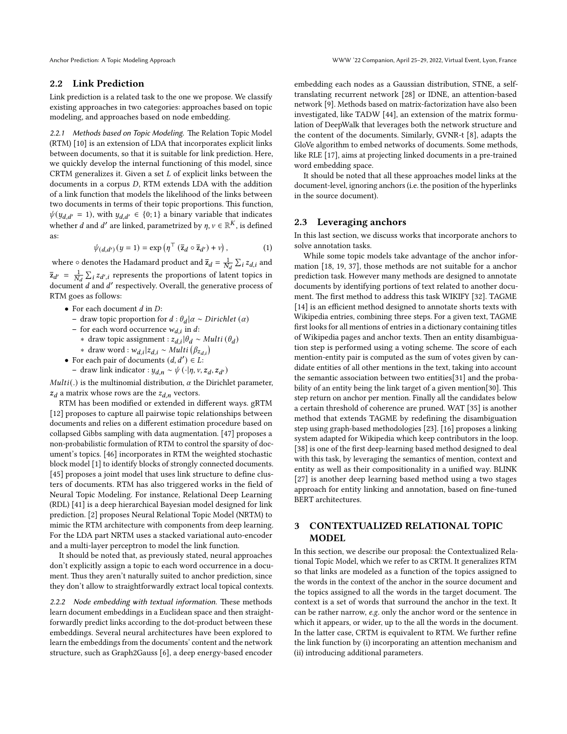## 2.2 Link Prediction

Link prediction is a related task to the one we propose. We classify existing approaches in two categories: approaches based on topic modeling, and approaches based on node embedding.

*2.2.1 Methods based on Topic Modeling.* The Relation Topic Model (RTM) [10] is an extension of LDA that incorporates explicit links between documents, so that it is suitable for link prediction. Here, we quickly develop the internal functioning of this model, since CRTM generalizes it. Given a set $L$ of explicit links between the documents in a corpus $D$, RTM extends LDA with the addition of a link function that models the likelihood of the links between two documents in terms of their topic proportions. This function, $\psi(y_{d,d'} = 1)$, with $y_{d,d'} \in \{0; 1\}$ a binary variable that indicates whether $d$ and $d'$ are linked, parametrized by $\eta, \nu \in \mathbb{R}^K$, is defined as:

$$\psi_{(d,d')}(y = 1) = \exp\left(\eta^\top (\overline{\mathbf{z}}_d \circ \overline{\mathbf{z}}_{d'}) + \nu\right), \tag{1}$$

where $\circ$ denotes the Hadamard product and $\overline{\mathbf{z}}_d = \frac{1}{N_d}\sum_i z_{d,i}$ and $\overline{\mathbf{z}}_{d'} = \frac{1}{N_d}\sum_i z_{d',i}$ represents the proportions of latent topics in document $d$ and $d'$ respectively. Overall, the generative process of RTM goes as follows:

- For each document $d$ in $D$:
  - draw topic proportion for $d$ : $\theta_d | \alpha \sim Dirichlet\ (\alpha)$
  - for each word occurrence $w_{d,i}$ in $d$:
    - draw topic assignment : $z_{d,i} | \theta_d \sim Multi\ (\theta_d)$
    - draw word : $w_{d,i} | z_{d,i} \sim Multi\ (\beta_{z_{d,i}})$
- For each pair of documents $(d, d') \in L$:
  - draw link indicator : $y_{d,n} \sim \psi\ (\cdot | \eta, \nu, z_d, z_{d'})$

$Multi(.)$ is the multinomial distribution, $\alpha$ the Dirichlet parameter, $z_d$ a matrix whose rows are the $z_{d,n}$ vectors.

RTM has been modified or extended in different ways. gRTM [12] proposes to capture all pairwise topic relationships between documents and relies on a different estimation procedure based on collapsed Gibbs sampling with data augmentation. [47] proposes a non-probabilistic formulation of RTM to control the sparsity of document's topics. [46] incorporates in RTM the weighted stochastic block model [1] to identify blocks of strongly connected documents. [45] proposes a joint model that uses link structure to define clusters of documents. RTM has also triggered works in the field of Neural Topic Modeling. For instance, Relational Deep Learning (RDL) [41] is a deep hierarchical Bayesian model designed for link prediction. [2] proposes Neural Relational Topic Model (NRTM) to mimic the RTM architecture with components from deep learning. For the LDA part NRTM uses a stacked variational auto-encoder and a multi-layer perceptron to model the link function.

It should be noted that, as previously stated, neural approaches don't explicitly assign a topic to each word occurrence in a document. Thus they aren't naturally suited to anchor prediction, since they don't allow to straightforwardly extract local topical contexts.

*2.2.2 Node embedding with textual information.* These methods learn document embeddings in a Euclidean space and then straightforwardly predict links according to the dot-product between these embeddings. Several neural architectures have been explored to learn the embeddings from the documents' content and the network structure, such as Graph2Gauss [6], a deep energy-based encoder embedding each nodes as a Gaussian distribution, STNE, a self-translating recurrent network [28] or IDNE, an attention-based network [9]. Methods based on matrix-factorization have also been investigated, like TADW [44], an extension of the matrix formulation of DeepWalk that leverages both the network structure and the content of the documents. Similarly, GVNR-t [8], adapts the GloVe algorithm to embed networks of documents. Some methods, like RLE [17], aims at projecting linked documents in a pre-trained word embedding space.

It should be noted that all these approaches model links at the document-level, ignoring anchors (i.e. the position of the hyperlinks in the source document).

## 2.3 Leveraging anchors

In this last section, we discuss works that incorporate anchors to solve annotation tasks.

While some topic models take advantage of the anchor information [18, 19, 37], those methods are not suitable for a anchor prediction task. However many methods are designed to annotate documents by identifying portions of text related to another document. The first method to address this task WIKIFY [32]. TAGME [14] is an efficient method designed to annotate shorts texts with Wikipedia entries, combining three steps. For a given text, TAGME first looks for all mentions of entries in a dictionary containing titles of Wikipedia pages and anchor texts. Then an entity disambiguation step is performed using a voting scheme. The score of each mention-entity pair is computed as the sum of votes given by candidate entities of all other mentions in the text, taking into account the semantic association between two entities[31] and the probability of an entity being the link target of a given mention[30]. This step return on anchor per mention. Finally all the candidates below a certain threshold of coherence are pruned. WAT [35] is another method that extends TAGME by redefining the disambiguation step using graph-based methodologies [23]. [16] proposes a linking system adapted for Wikipedia which keep contributors in the loop. [38] is one of the first deep-learning based method designed to deal with this task, by leveraging the semantics of mention, context and entity as well as their compositionality in a unified way. BLINK [27] is another deep learning based method using a two stages approach for entity linking and annotation, based on fine-tuned BERT architectures.

# 3 CONTEXTUALIZED RELATIONAL TOPIC MODEL

In this section, we describe our proposal: the Contextualized Relational Topic Model, which we refer to as CRTM. It generalizes RTM so that links are modeled as a function of the topics assigned to the words in the context of the anchor in the source document and the topics assigned to all the words in the target document. The context is a set of words that surround the anchor in the text. It can be rather narrow, *e.g.* only the anchor word or the sentence in which it appears, or wider, up to the all the words in the document. In the latter case, CRTM is equivalent to RTM. We further refine the link function by (i) incorporating an attention mechanism and (ii) introducing additional parameters.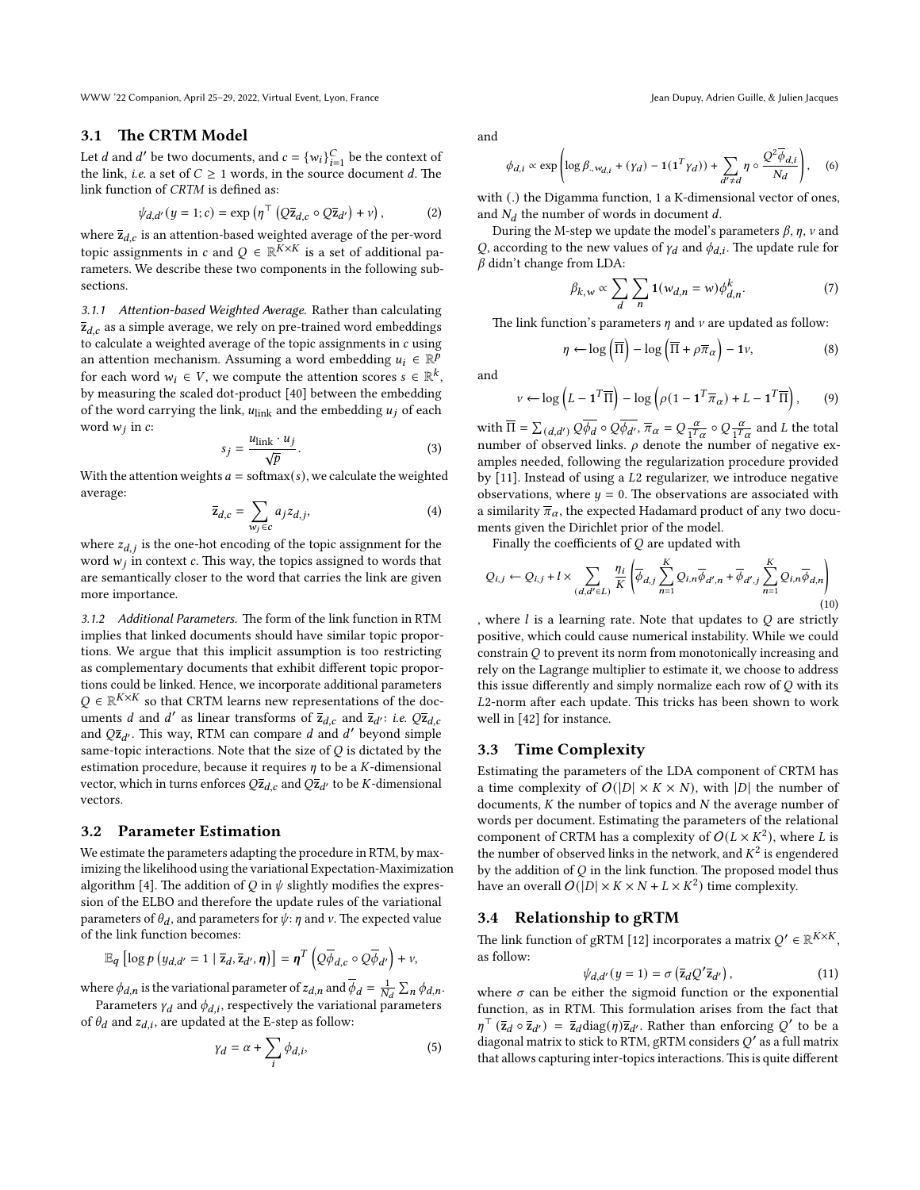## 3.1 The CRTM Model

Let $d$ and $d'$ be two documents, and $c = \{w_i\}_{i=1}^{C}$ be the context of the link, *i.e.* a set of $C \geq 1$ words, in the source document $d$. The link function of *CRTM* is defined as:

$$\psi_{d,d'}(y = 1; c) = \exp\left(\eta^\top \left(Q\overline{\mathbf{z}}_{d,c} \circ Q\overline{\mathbf{z}}_{d'}\right) + \nu\right), \tag{2}$$

where $\overline{\mathbf{z}}_{d,c}$ is an attention-based weighted average of the per-word topic assignments in $c$ and $Q \in \mathbb{R}^{K\times K}$ is a set of additional parameters. We describe these two components in the following subsections.

### 3.1.1 Attention-based Weighted Average.

Rather than calculating $\overline{\mathbf{z}}_{d,c}$ as a simple average, we rely on pre-trained word embeddings to calculate a weighted average of the topic assignments in $c$ using an attention mechanism. Assuming a word embedding $u_i \in \mathbb{R}^p$ for each word $w_i \in V$, we compute the attention scores $s \in \mathbb{R}^k$, by measuring the scaled dot-product [40] between the embedding of the word carrying the link, $u_{\text{link}}$ and the embedding $u_j$ of each word $w_j$ in $c$:

$$s_j = \frac{u_{\text{link}} \cdot u_j}{\sqrt{p}}. \tag{3}$$

With the attention weights $a = \text{softmax}(s)$, we calculate the weighted average:

$$\overline{\mathbf{z}}_{d,c} = \sum_{w_j \in c} a_j z_{d,j}, \tag{4}$$

where $z_{d,j}$ is the one-hot encoding of the topic assignment for the word $w_j$ in context $c$. This way, the topics assigned to words that are semantically closer to the word that carries the link are given more importance.

### 3.1.2 Additional Parameters.

The form of the link function in RTM implies that linked documents should have similar topic proportions. We argue that this implicit assumption is too restricting as complementary documents that exhibit different topic proportions could be linked. Hence, we incorporate additional parameters $Q \in \mathbb{R}^{K\times K}$ so that CRTM learns new representations of the documents $d$ and $d'$ as linear transforms of $\overline{\mathbf{z}}_{d,c}$ and $\overline{\mathbf{z}}_{d'}$: *i.e.* $Q\overline{\mathbf{z}}_{d,c}$ and $Q\overline{\mathbf{z}}_{d'}$. This way, RTM can compare $d$ and $d'$ beyond simple same-topic interactions. Note that the size of $Q$ is dictated by the estimation procedure, because it requires $\eta$ to be a $K$-dimensional vector, which in turns enforces $Q\overline{\mathbf{z}}_{d,c}$ and $Q\overline{\mathbf{z}}_{d'}$ to be $K$-dimensional vectors.

## 3.2 Parameter Estimation

We estimate the parameters adapting the procedure in RTM, by maximizing the likelihood using the variational Expectation-Maximization algorithm [4]. The addition of $Q$ in $\psi$ slightly modifies the expression of the ELBO and therefore the update rules of the variational parameters of $\theta_d$, and parameters for $\psi$: $\eta$ and $\nu$. The expected value of the link function becomes:

$$\mathbb{E}_q\left[\log p\left(y_{d,d'} = 1 \mid \overline{\mathbf{z}}_d, \overline{\mathbf{z}}_{d'}, \boldsymbol{\eta}\right)\right] = \boldsymbol{\eta}^T\left(Q\overline{\phi}_{d,c} \circ Q\overline{\phi}_{d'}\right) + \nu,$$

where $\phi_{d,n}$ is the variational parameter of $z_{d,n}$ and $\overline{\phi}_d = \frac{1}{N_d}\sum_n \phi_{d,n}$.

Parameters $\gamma_d$ and $\phi_{d,i}$, respectively the variational parameters of $\theta_d$ and $z_{d,i}$, are updated at the E-step as follow:

$$\gamma_d = \alpha + \sum_i \phi_{d,i}, \tag{5}$$

and

$$\phi_{d,i} \propto \exp\left(\log \beta_{\cdot,w_{d,i}} + \Psi(\gamma_d) - \mathbf{1}\Psi(\mathbf{1}^T\gamma_d)) + \sum_{d'\neq d} \eta \circ \frac{Q^2\overline{\phi}_{d,i}}{N_d}\right), \tag{6}$$

with $\Psi(.)$ the Digamma function, $\mathbf{1}$ a K-dimensional vector of ones, and $N_d$ the number of words in document $d$.

During the M-step we update the model's parameters $\beta$, $\eta$, $\nu$ and $Q$, according to the new values of $\gamma_d$ and $\phi_{d,i}$. The update rule for $\beta$ didn't change from LDA:

$$\beta_{k,w} \propto \sum_d \sum_n \mathbf{1}(w_{d,n} = w)\phi_{d,n}^k. \tag{7}$$

The link function's parameters $\eta$ and $\nu$ are updated as follow:

$$\eta \leftarrow \log\left(\overline{\Pi}\right) - \log\left(\overline{\Pi} + \rho\overline{\pi}_\alpha\right) - \mathbf{1}\nu, \tag{8}$$

and

$$\nu \leftarrow \log\left(L - \mathbf{1}^T\overline{\Pi}\right) - \log\left(\rho(1 - \mathbf{1}^T\overline{\pi}_\alpha) + L - \mathbf{1}^T\overline{\Pi}\right), \tag{9}$$

with $\overline{\Pi} = \sum_{(d,d')} Q\overline{\phi_d} \circ Q\overline{\phi_{d'}}$, $\overline{\pi}_\alpha = Q\frac{\alpha}{\mathbf{1}^T\alpha} \circ Q\frac{\alpha}{\mathbf{1}^T\alpha}$ and $L$ the total number of observed links. $\rho$ denote the number of negative examples needed, following the regularization procedure provided by [11]. Instead of using a $L2$ regularizer, we introduce negative observations, where $y = 0$. The observations are associated with a similarity $\overline{\pi}_\alpha$, the expected Hadamard product of any two documents given the Dirichlet prior of the model.

Finally the coefficients of $Q$ are updated with

$$Q_{i,j} \leftarrow Q_{i,j} + l \times \sum_{(d,d'\in L)} \frac{\eta_i}{K}\left(\overline{\phi}_{d,j}\sum_{n=1}^{K} Q_{i,n}\overline{\phi}_{d',n} + \overline{\phi}_{d',j}\sum_{n=1}^{K} Q_{i,n}\overline{\phi}_{d,n}\right) \tag{10}$$

, where $l$ is a learning rate. Note that updates to $Q$ are strictly positive, which could cause numerical instability. While we could constrain $Q$ to prevent its norm from monotonically increasing and rely on the Lagrange multiplier to estimate it, we choose to address this issue differently and simply normalize each row of $Q$ with its $L2$-norm after each update. This tricks has been shown to work well in [42] for instance.

## 3.3 Time Complexity

Estimating the parameters of the LDA component of CRTM has a time complexity of $O(|D| \times K \times N)$, with $|D|$ the number of documents, $K$ the number of topics and $N$ the average number of words per document. Estimating the parameters of the relational component of CRTM has a complexity of $O(L \times K^2)$, where $L$ is the number of observed links in the network, and $K^2$ is engendered by the addition of $Q$ in the link function. The proposed model thus have an overall $O(|D| \times K \times N + L \times K^2)$ time complexity.

## 3.4 Relationship to gRTM

The link function of gRTM [12] incorporates a matrix $Q' \in \mathbb{R}^{K\times K}$, as follow:

$$\psi_{d,d'}(y = 1) = \sigma\left(\overline{\mathbf{z}}_d Q' \overline{\mathbf{z}}_{d'}\right), \tag{11}$$

where $\sigma$ can be either the sigmoid function or the exponential function, as in RTM. This formulation arises from the fact that $\eta^\top(\overline{\mathbf{z}}_d \circ \overline{\mathbf{z}}_{d'}) = \overline{\mathbf{z}}_d \text{diag}(\eta)\overline{\mathbf{z}}_{d'}$. Rather than enforcing $Q'$ to be a diagonal matrix to stick to RTM, gRTM considers $Q'$ as a full matrix that allows capturing inter-topics interactions. This is quite different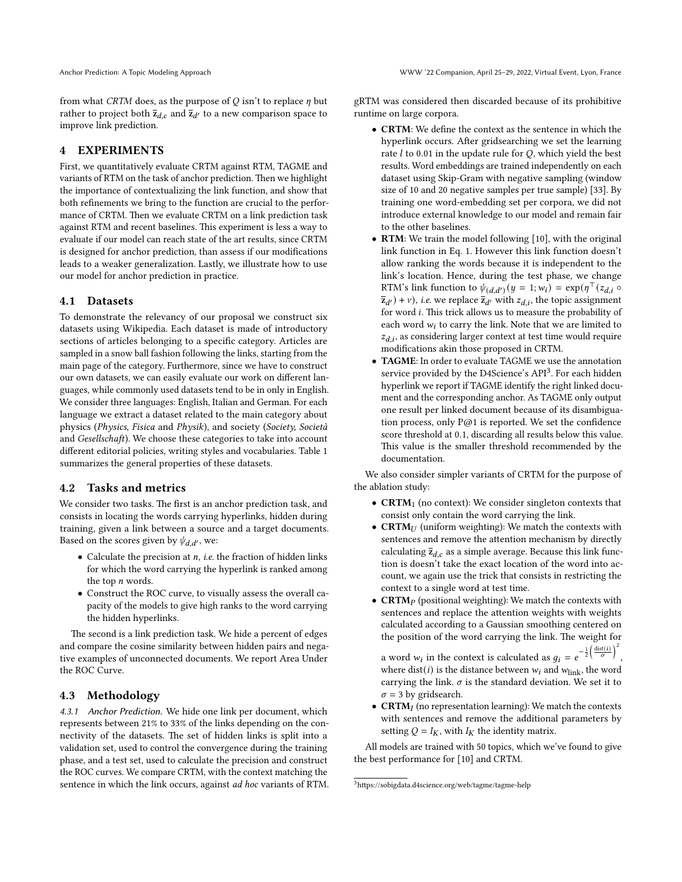from what *CRTM* does, as the purpose of $Q$ isn't to replace $\eta$ but rather to project both $\overline{\mathbf{z}}_{d,c}$ and $\overline{\mathbf{z}}_{d'}$ to a new comparison space to improve link prediction.

## 4 EXPERIMENTS

First, we quantitatively evaluate CRTM against RTM, TAGME and variants of RTM on the task of anchor prediction. Then we highlight the importance of contextualizing the link function, and show that both refinements we bring to the function are crucial to the performance of CRTM. Then we evaluate CRTM on a link prediction task against RTM and recent baselines. This experiment is less a way to evaluate if our model can reach state of the art results, since CRTM is designed for anchor prediction, than assess if our modifications leads to a weaker generalization. Lastly, we illustrate how to use our model for anchor prediction in practice.

### 4.1 Datasets

To demonstrate the relevancy of our proposal we construct six datasets using Wikipedia. Each dataset is made of introductory sections of articles belonging to a specific category. Articles are sampled in a snow ball fashion following the links, starting from the main page of the category. Furthermore, since we have to construct our own datasets, we can easily evaluate our work on different languages, while commonly used datasets tend to be in only in English. We consider three languages: English, Italian and German. For each language we extract a dataset related to the main category about physics (*Physics, Fisica* and *Physik*), and society (*Society, Società* and *Gesellschaft*). We choose these categories to take into account different editorial policies, writing styles and vocabularies. Table 1 summarizes the general properties of these datasets.

### 4.2 Tasks and metrics

We consider two tasks. The first is an anchor prediction task, and consists in locating the words carrying hyperlinks, hidden during training, given a link between a source and a target documents. Based on the scores given by $\psi_{d,d'}$, we:

- Calculate the precision at $n$, *i.e.* the fraction of hidden links for which the word carrying the hyperlink is ranked among the top $n$ words.
- Construct the ROC curve, to visually assess the overall capacity of the models to give high ranks to the word carrying the hidden hyperlinks.

The second is a link prediction task. We hide a percent of edges and compare the cosine similarity between hidden pairs and negative examples of unconnected documents. We report Area Under the ROC Curve.

### 4.3 Methodology

*4.3.1 Anchor Prediction.* We hide one link per document, which represents between 21% to 33% of the links depending on the connectivity of the datasets. The set of hidden links is split into a validation set, used to control the convergence during the training phase, and a test set, used to calculate the precision and construct the ROC curves. We compare CRTM, with the context matching the sentence in which the link occurs, against *ad hoc* variants of RTM. gRTM was considered then discarded because of its prohibitive runtime on large corpora.

- **CRTM**: We define the context as the sentence in which the hyperlink occurs. After gridsearching we set the learning rate $l$ to 0.01 in the update rule for $Q$, which yield the best results. Word embeddings are trained independently on each dataset using Skip-Gram with negative sampling (window size of 10 and 20 negative samples per true sample) [33]. By training one word-embedding set per corpora, we did not introduce external knowledge to our model and remain fair to the other baselines.
- **RTM**: We train the model following [10], with the original link function in Eq. 1. However this link function doesn't allow ranking the words because it is independent to the link's location. Hence, during the test phase, we change RTM's link function to $\psi_{(d,d')}(y = 1; w_i) = \exp(\eta^\top (z_{d,i} \circ \overline{\mathbf{z}}_{d'}) + \nu)$, *i.e.* we replace $\overline{\mathbf{z}}_{d'}$ with $z_{d,i}$, the topic assignment for word $i$. This trick allows us to measure the probability of each word $w_i$ to carry the link. Note that we are limited to $z_{d,i}$, as considering larger context at test time would require modifications akin those proposed in CRTM.
- **TAGME**: In order to evaluate TAGME we use the annotation service provided by the D4Science's API[3]. For each hidden hyperlink we report if TAGME identify the right linked document and the corresponding anchor. As TAGME only output one result per linked document because of its disambiguation process, only P@1 is reported. We set the confidence score threshold at 0.1, discarding all results below this value. This value is the smaller threshold recommended by the documentation.

We also consider simpler variants of CRTM for the purpose of the ablation study:

- **CRTM$_1$** (no context): We consider singleton contexts that consist only contain the word carrying the link.
- **CRTM$_U$** (uniform weighting): We match the contexts with sentences and remove the attention mechanism by directly calculating $\overline{\mathbf{z}}_{d,c}$ as a simple average. Because this link function is doesn't take the exact location of the word into account, we again use the trick that consists in restricting the context to a single word at test time.
- **CRTM$_P$** (positional weighting): We match the contexts with sentences and replace the attention weights with weights calculated according to a Gaussian smoothing centered on the position of the word carrying the link. The weight for a word $w_i$ in the context is calculated as $g_i = e^{-\frac{1}{2}\left(\frac{\text{dist}(i)}{\sigma}\right)^2}$, where $\text{dist}(i)$ is the distance between $w_i$ and $w_{\text{link}}$, the word carrying the link. $\sigma$ is the standard deviation. We set it to $\sigma = 3$ by gridsearch.
- **CRTM$_I$** (no representation learning): We match the contexts with sentences and remove the additional parameters by setting $Q = I_K$, with $I_K$ the identity matrix.

All models are trained with 50 topics, which we've found to give the best performance for [10] and CRTM.

[3] https://sobigdata.d4science.org/web/tagme/tagme-help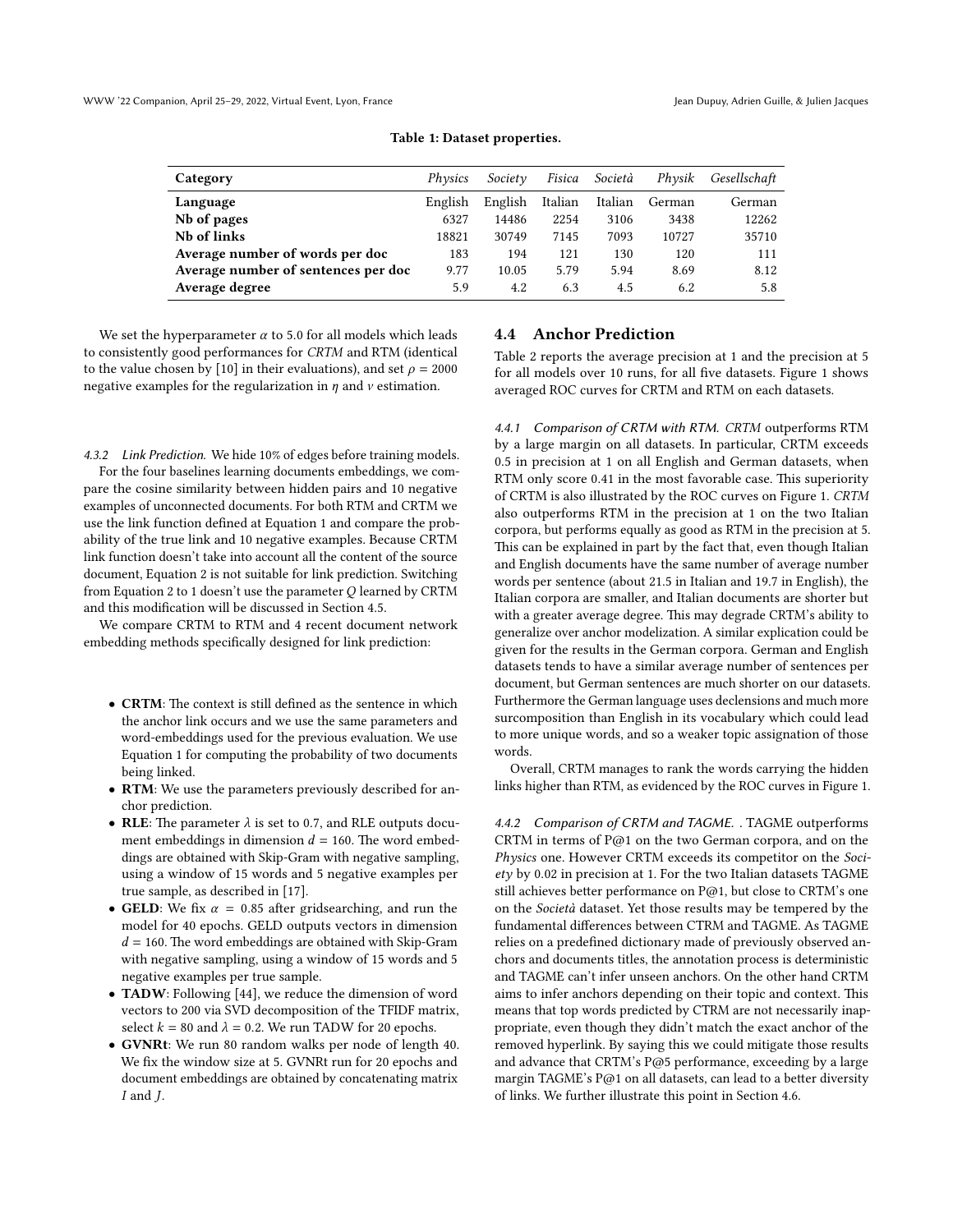**Table 1: Dataset properties.**

| Category | *Physics* | *Society* | *Fisica* | *Società* | *Physik* | *Gesellschaft* |
|---|---|---|---|---|---|---|
| **Language** | English | English | Italian | Italian | German | German |
| **Nb of pages** | 6327 | 14486 | 2254 | 3106 | 3438 | 12262 |
| **Nb of links** | 18821 | 30749 | 7145 | 7093 | 10727 | 35710 |
| **Average number of words per doc** | 183 | 194 | 121 | 130 | 120 | 111 |
| **Average number of sentences per doc** | 9.77 | 10.05 | 5.79 | 5.94 | 8.69 | 8.12 |
| **Average degree** | 5.9 | 4.2 | 6.3 | 4.5 | 6.2 | 5.8 |

We set the hyperparameter $\alpha$ to 5.0 for all models which leads to consistently good performances for *CRTM* and RTM (identical to the value chosen by [10] in their evaluations), and set $\rho = 2000$ negative examples for the regularization in $\eta$ and $\nu$ estimation.

*4.3.2 Link Prediction.* We hide 10% of edges before training models. For the four baselines learning documents embeddings, we compare the cosine similarity between hidden pairs and 10 negative examples of unconnected documents. For both RTM and CRTM we use the link function defined at Equation 1 and compare the probability of the true link and 10 negative examples. Because CRTM link function doesn't take into account all the content of the source document, Equation 2 is not suitable for link prediction. Switching from Equation 2 to 1 doesn't use the parameter $Q$ learned by CRTM and this modification will be discussed in Section 4.5.

We compare CRTM to RTM and 4 recent document network embedding methods specifically designed for link prediction:

- **CRTM**: The context is still defined as the sentence in which the anchor link occurs and we use the same parameters and word-embeddings used for the previous evaluation. We use Equation 1 for computing the probability of two documents being linked.
- **RTM**: We use the parameters previously described for anchor prediction.
- **RLE**: The parameter $\lambda$ is set to 0.7, and RLE outputs document embeddings in dimension $d = 160$. The word embeddings are obtained with Skip-Gram with negative sampling, using a window of 15 words and 5 negative examples per true sample, as described in [17].
- **GELD**: We fix $\alpha = 0.85$ after gridsearching, and run the model for 40 epochs. GELD outputs vectors in dimension $d = 160$. The word embeddings are obtained with Skip-Gram with negative sampling, using a window of 15 words and 5 negative examples per true sample.
- **TADW**: Following [44], we reduce the dimension of word vectors to 200 via SVD decomposition of the TFIDF matrix, select $k = 80$ and $\lambda = 0.2$. We run TADW for 20 epochs.
- **GVNRt**: We run 80 random walks per node of length 40. We fix the window size at 5. GVNRt run for 20 epochs and document embeddings are obtained by concatenating matrix $I$ and $J$.

## 4.4 Anchor Prediction

Table 2 reports the average precision at 1 and the precision at 5 for all models over 10 runs, for all five datasets. Figure 1 shows averaged ROC curves for CRTM and RTM on each datasets.

*4.4.1 Comparison of CRTM with RTM.* *CRTM* outperforms RTM by a large margin on all datasets. In particular, CRTM exceeds 0.5 in precision at 1 on all English and German datasets, when RTM only score 0.41 in the most favorable case. This superiority of CRTM is also illustrated by the ROC curves on Figure 1. *CRTM* also outperforms RTM in the precision at 1 on the two Italian corpora, but performs equally as good as RTM in the precision at 5. This can be explained in part by the fact that, even though Italian and English documents have the same number of average number words per sentence (about 21.5 in Italian and 19.7 in English), the Italian corpora are smaller, and Italian documents are shorter but with a greater average degree. This may degrade CRTM's ability to generalize over anchor modelization. A similar explication could be given for the results in the German corpora. German and English datasets tends to have a similar average number of sentences per document, but German sentences are much shorter on our datasets. Furthermore the German language uses declensions and much more surcomposition than English in its vocabulary which could lead to more unique words, and so a weaker topic assignation of those words.

Overall, CRTM manages to rank the words carrying the hidden links higher than RTM, as evidenced by the ROC curves in Figure 1.

*4.4.2 Comparison of CRTM and TAGME. .* TAGME outperforms CRTM in terms of P@1 on the two German corpora, and on the *Physics* one. However CRTM exceeds its competitor on the *Society* by 0.02 in precision at 1. For the two Italian datasets TAGME still achieves better performance on P@1, but close to CRTM's one on the *Società* dataset. Yet those results may be tempered by the fundamental differences between CTRM and TAGME. As TAGME relies on a predefined dictionary made of previously observed anchors and documents titles, the annotation process is deterministic and TAGME can't infer unseen anchors. On the other hand CRTM aims to infer anchors depending on their topic and context. This means that top words predicted by CTRM are not necessarily inappropriate, even though they didn't match the exact anchor of the removed hyperlink. By saying this we could mitigate those results and advance that CRTM's P@5 performance, exceeding by a large margin TAGME's P@1 on all datasets, can lead to a better diversity of links. We further illustrate this point in Section 4.6.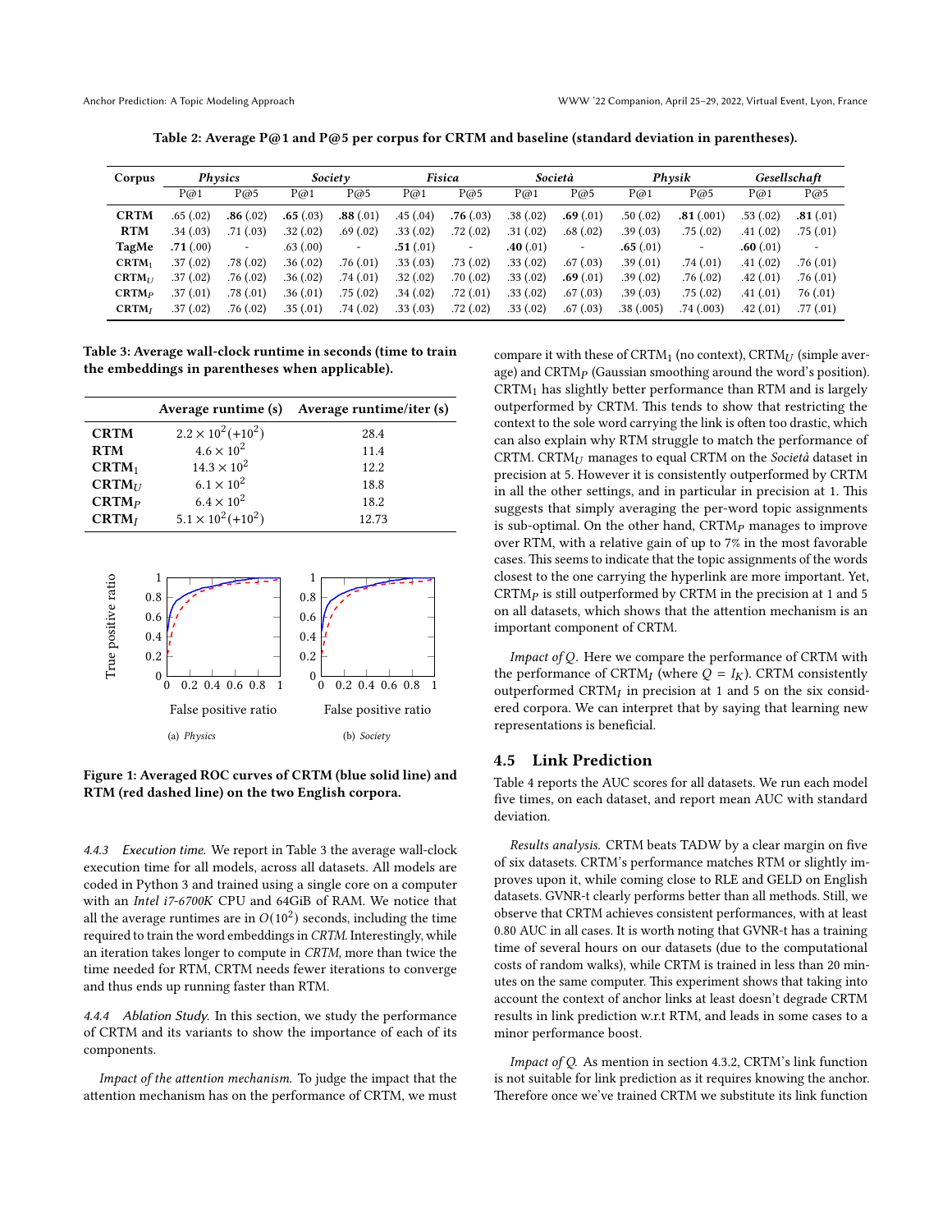Table 2: Average P@1 and P@5 per corpus for CRTM and baseline (standard deviation in parentheses).

| Corpus | *Physics* | | *Society* | | *Fisica* | | *Società* | | *Physik* | | *Gesellschaft* | |
|---|---|---|---|---|---|---|---|---|---|---|---|---|
| | P@1 | P@5 | P@1 | P@5 | P@1 | P@5 | P@1 | P@5 | P@1 | P@5 | P@1 | P@5 |
| **CRTM** | .65 (.02) | **.86** (.02) | **.65** (.03) | **.88** (.01) | .45 (.04) | **.76** (.03) | .38 (.02) | **.69** (.01) | .50 (.02) | **.81** (.001) | .53 (.02) | **.81** (.01) |
| **RTM** | .34 (.03) | .71 (.03) | .32 (.02) | .69 (.02) | .33 (.02) | .72 (.02) | .31 (.02) | .68 (.02) | .39 (.03) | .75 (.02) | .41 (.02) | .75 (.01) |
| **TagMe** | **.71** (.00) | - | .63 (.00) | - | **.51** (.01) | - | **.40** (.01) | - | **.65** (.01) | - | **.60** (.01) | - |
| **CRTM$_1$** | .37 (.02) | .78 (.02) | .36 (.02) | .76 (.01) | .33 (.03) | .73 (.02) | .33 (.02) | .67 (.03) | .39 (.01) | .74 (.01) | .41 (.02) | .76 (.01) |
| **CRTM$_U$** | .37 (.02) | .76 (.02) | .36 (.02) | .74 (.01) | .32 (.02) | .70 (.02) | .33 (.02) | **.69** (.01) | .39 (.02) | .76 (.02) | .42 (.01) | .76 (.01) |
| **CRTM$_P$** | .37 (.01) | .78 (.01) | .36 (.01) | .75 (.02) | .34 (.02) | .72 (.01) | .33 (.02) | .67 (.03) | .39 (.03) | .75 (.02) | .41 (.01) | 76 (.01) |
| **CRTM$_I$** | .37 (.02) | .76 (.02) | .35 (.01) | .74 (.02) | .33 (.03) | .72 (.02) | .33 (.02) | .67 (.03) | .38 (.005) | .74 (.003) | .42 (.01) | .77 (.01) |

Table 3: Average wall-clock runtime in seconds (time to train the embeddings in parentheses when applicable).

| | Average runtime (s) | Average runtime/iter (s) |
|---|---|---|
| **CRTM** | $2.2 \times 10^2 (+10^2)$ | 28.4 |
| **RTM** | $4.6 \times 10^2$ | 11.4 |
| **CRTM$_1$** | $14.3 \times 10^2$ | 12.2 |
| **CRTM$_U$** | $6.1 \times 10^2$ | 18.8 |
| **CRTM$_P$** | $6.4 \times 10^2$ | 18.2 |
| **CRTM$_I$** | $5.1 \times 10^2 (+10^2)$ | 12.73 |

(a) *Physics* (b) *Society*

Figure 1: Averaged ROC curves of CRTM (blue solid line) and RTM (red dashed line) on the two English corpora.

*4.4.3 Execution time.* We report in Table 3 the average wall-clock execution time for all models, across all datasets. All models are coded in Python 3 and trained using a single core on a computer with an *Intel i7-6700K* CPU and 64GiB of RAM. We notice that all the average runtimes are in $O(10^2)$ seconds, including the time required to train the word embeddings in *CRTM*. Interestingly, while an iteration takes longer to compute in *CRTM*, more than twice the time needed for RTM, CRTM needs fewer iterations to converge and thus ends up running faster than RTM.

*4.4.4 Ablation Study.* In this section, we study the performance of CRTM and its variants to show the importance of each of its components.

*Impact of the attention mechanism.* To judge the impact that the attention mechanism has on the performance of CRTM, we must compare it with these of CRTM$_1$ (no context), CRTM$_U$ (simple average) and CRTM$_P$ (Gaussian smoothing around the word's position). CRTM$_1$ has slightly better performance than RTM and is largely outperformed by CRTM. This tends to show that restricting the context to the sole word carrying the link is often too drastic, which can also explain why RTM struggle to match the performance of CRTM. CRTM$_U$ manages to equal CRTM on the *Società* dataset in precision at 5. However it is consistently outperformed by CRTM in all the other settings, and in particular in precision at 1. This suggests that simply averaging the per-word topic assignments is sub-optimal. On the other hand, CRTM$_P$ manages to improve over RTM, with a relative gain of up to 7% in the most favorable cases. This seems to indicate that the topic assignments of the words closest to the one carrying the hyperlink are more important. Yet, CRTM$_P$ is still outperformed by CRTM in the precision at 1 and 5 on all datasets, which shows that the attention mechanism is an important component of CRTM.

*Impact of Q.* Here we compare the performance of CRTM with the performance of CRTM$_I$ (where $Q = I_K$). CRTM consistently outperformed CRTM$_I$ in precision at 1 and 5 on the six considered corpora. We can interpret that by saying that learning new representations is beneficial.

## 4.5 Link Prediction

Table 4 reports the AUC scores for all datasets. We run each model five times, on each dataset, and report mean AUC with standard deviation.

*Results analysis.* CRTM beats TADW by a clear margin on five of six datasets. CRTM's performance matches RTM or slightly improves upon it, while coming close to RLE and GELD on English datasets. GVNR-t clearly performs better than all methods. Still, we observe that CRTM achieves consistent performances, with at least 0.80 AUC in all cases. It is worth noting that GVNR-t has a training time of several hours on our datasets (due to the computational costs of random walks), while CRTM is trained in less than 20 minutes on the same computer. This experiment shows that taking into account the context of anchor links at least doesn't degrade CRTM results in link prediction w.r.t RTM, and leads in some cases to a minor performance boost.

*Impact of Q.* As mention in section 4.3.2, CRTM's link function is not suitable for link prediction as it requires knowing the anchor. Therefore once we've trained CRTM we substitute its link function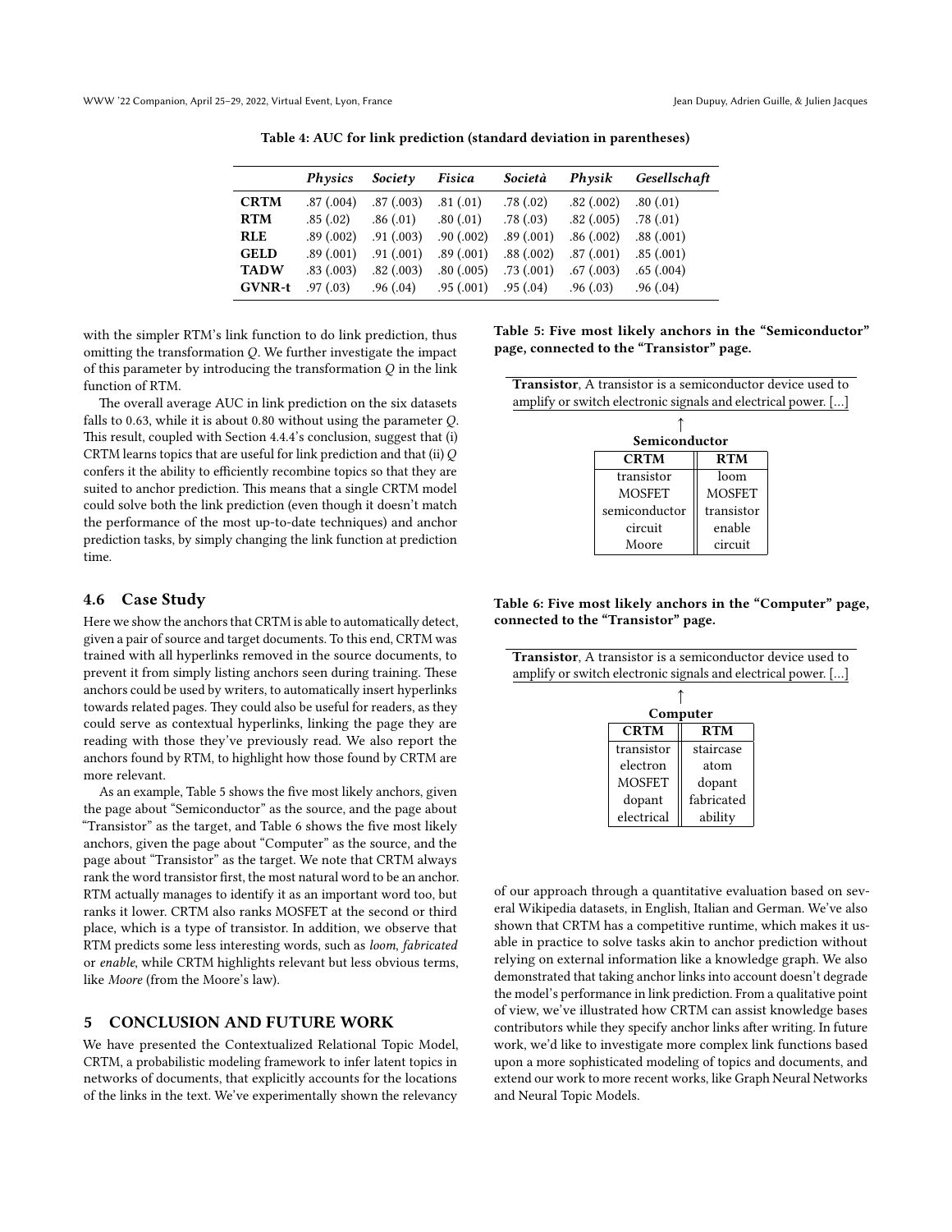Table 4: AUC for link prediction (standard deviation in parentheses)

| | *Physics* | *Society* | *Fisica* | *Società* | *Physik* | *Gesellschaft* |
|---|---|---|---|---|---|---|
| **CRTM** | .87 (.004) | .87 (.003) | .81 (.01) | .78 (.02) | .82 (.002) | .80 (.01) |
| **RTM** | .85 (.02) | .86 (.01) | .80 (.01) | .78 (.03) | .82 (.005) | .78 (.01) |
| **RLE** | .89 (.002) | .91 (.003) | .90 (.002) | .89 (.001) | .86 (.002) | .88 (.001) |
| **GELD** | .89 (.001) | .91 (.001) | .89 (.001) | .88 (.002) | .87 (.001) | .85 (.001) |
| **TADW** | .83 (.003) | .82 (.003) | .80 (.005) | .73 (.001) | .67 (.003) | .65 (.004) |
| **GVNR-t** | .97 (.03) | .96 (.04) | .95 (.001) | .95 (.04) | .96 (.03) | .96 (.04) |

with the simpler RTM's link function to do link prediction, thus omitting the transformation $Q$. We further investigate the impact of this parameter by introducing the transformation $Q$ in the link function of RTM.

The overall average AUC in link prediction on the six datasets falls to 0.63, while it is about 0.80 without using the parameter $Q$. This result, coupled with Section 4.4.4's conclusion, suggest that (i) CRTM learns topics that are useful for link prediction and that (ii) $Q$ confers it the ability to efficiently recombine topics so that they are suited to anchor prediction. This means that a single CRTM model could solve both the link prediction (even though it doesn't match the performance of the most up-to-date techniques) and anchor prediction tasks, by simply changing the link function at prediction time.

## 4.6 Case Study

Here we show the anchors that CRTM is able to automatically detect, given a pair of source and target documents. To this end, CRTM was trained with all hyperlinks removed in the source documents, to prevent it from simply listing anchors seen during training. These anchors could be used by writers, to automatically insert hyperlinks towards related pages. They could also be useful for readers, as they could serve as contextual hyperlinks, linking the page they are reading with those they've previously read. We also report the anchors found by RTM, to highlight how those found by CRTM are more relevant.

As an example, Table 5 shows the five most likely anchors, given the page about "Semiconductor" as the source, and the page about "Transistor" as the target, and Table 6 shows the five most likely anchors, given the page about "Computer" as the source, and the page about "Transistor" as the target. We note that CRTM always rank the word transistor first, the most natural word to be an anchor. RTM actually manages to identify it as an important word too, but ranks it lower. CRTM also ranks MOSFET at the second or third place, which is a type of transistor. In addition, we observe that RTM predicts some less interesting words, such as *loom*, *fabricated* or *enable*, while CRTM highlights relevant but less obvious terms, like *Moore* (from the Moore's law).

**Table 5: Five most likely anchors in the "Semiconductor" page, connected to the "Transistor" page.**

**Transistor**, A transistor is a semiconductor device used to amplify or switch electronic signals and electrical power. [...]

↑

**Semiconductor**

| CRTM | RTM |
|---|---|
| transistor | loom |
| MOSFET | MOSFET |
| semiconductor | transistor |
| circuit | enable |
| Moore | circuit |

**Table 6: Five most likely anchors in the "Computer" page, connected to the "Transistor" page.**

**Transistor**, A transistor is a semiconductor device used to amplify or switch electronic signals and electrical power. [...]

↑

**Computer**

| CRTM | RTM |
|---|---|
| transistor | staircase |
| electron | atom |
| MOSFET | dopant |
| dopant | fabricated |
| electrical | ability |

## 5 CONCLUSION AND FUTURE WORK

We have presented the Contextualized Relational Topic Model, CRTM, a probabilistic modeling framework to infer latent topics in networks of documents, that explicitly accounts for the locations of the links in the text. We've experimentally shown the relevancy of our approach through a quantitative evaluation based on several Wikipedia datasets, in English, Italian and German. We've also shown that CRTM has a competitive runtime, which makes it usable in practice to solve tasks akin to anchor prediction without relying on external information like a knowledge graph. We also demonstrated that taking anchor links into account doesn't degrade the model's performance in link prediction. From a qualitative point of view, we've illustrated how CRTM can assist knowledge bases contributors while they specify anchor links after writing. In future work, we'd like to investigate more complex link functions based upon a more sophisticated modeling of topics and documents, and extend our work to more recent works, like Graph Neural Networks and Neural Topic Models.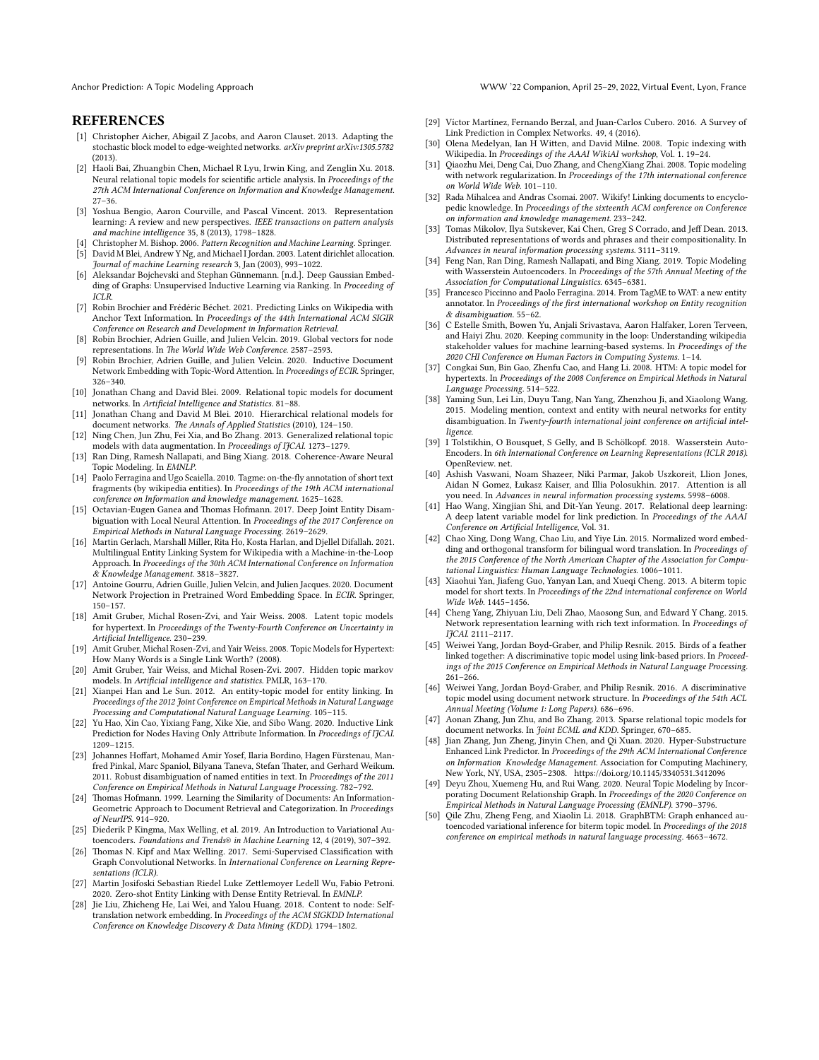## REFERENCES

- [1] Christopher Aicher, Abigail Z Jacobs, and Aaron Clauset. 2013. Adapting the stochastic block model to edge-weighted networks. *arXiv preprint arXiv:1305.5782* (2013).
- [2] Haoli Bai, Zhuangbin Chen, Michael R Lyu, Irwin King, and Zenglin Xu. 2018. Neural relational topic models for scientific article analysis. In *Proceedings of the 27th ACM International Conference on Information and Knowledge Management*. 27–36.
- [3] Yoshua Bengio, Aaron Courville, and Pascal Vincent. 2013. Representation learning: A review and new perspectives. *IEEE transactions on pattern analysis and machine intelligence* 35, 8 (2013), 1798–1828.
- [4] Christopher M. Bishop. 2006. *Pattern Recognition and Machine Learning*. Springer.
- [5] David M Blei, Andrew Y Ng, and Michael I Jordan. 2003. Latent dirichlet allocation. *Journal of machine Learning research* 3, Jan (2003), 993–1022.
- [6] Aleksandar Bojchevski and Stephan Günnemann. [n.d.]. Deep Gaussian Embedding of Graphs: Unsupervised Inductive Learning via Ranking. In *Proceeding of ICLR*.
- [7] Robin Brochier and Frédéric Béchet. 2021. Predicting Links on Wikipedia with Anchor Text Information. In *Proceedings of the 44th International ACM SIGIR Conference on Research and Development in Information Retrieval*.
- [8] Robin Brochier, Adrien Guille, and Julien Velcin. 2019. Global vectors for node representations. In *The World Wide Web Conference*. 2587–2593.
- [9] Robin Brochier, Adrien Guille, and Julien Velcin. 2020. Inductive Document Network Embedding with Topic-Word Attention. In *Proceedings of ECIR*. Springer, 326–340.
- [10] Jonathan Chang and David Blei. 2009. Relational topic models for document networks. In *Artificial Intelligence and Statistics*. 81–88.
- [11] Jonathan Chang and David M Blei. 2010. Hierarchical relational models for document networks. *The Annals of Applied Statistics* (2010), 124–150.
- [12] Ning Chen, Jun Zhu, Fei Xia, and Bo Zhang. 2013. Generalized relational topic models with data augmentation. In *Proceedings of IJCAI*. 1273–1279.
- [13] Ran Ding, Ramesh Nallapati, and Bing Xiang. 2018. Coherence-Aware Neural Topic Modeling. In *EMNLP*.
- [14] Paolo Ferragina and Ugo Scaiella. 2010. Tagme: on-the-fly annotation of short text fragments (by wikipedia entities). In *Proceedings of the 19th ACM international conference on Information and knowledge management*. 1625–1628.
- [15] Octavian-Eugen Ganea and Thomas Hofmann. 2017. Deep Joint Entity Disambiguation with Local Neural Attention. In *Proceedings of the 2017 Conference on Empirical Methods in Natural Language Processing*. 2619–2629.
- [16] Martin Gerlach, Marshall Miller, Rita Ho, Kosta Harlan, and Djellel Difallah. 2021. Multilingual Entity Linking System for Wikipedia with a Machine-in-the-Loop Approach. In *Proceedings of the 30th ACM International Conference on Information & Knowledge Management*. 3818–3827.
- [17] Antoine Gourru, Adrien Guille, Julien Velcin, and Julien Jacques. 2020. Document Network Projection in Pretrained Word Embedding Space. In *ECIR*. Springer, 150–157.
- [18] Amit Gruber, Michal Rosen-Zvi, and Yair Weiss. 2008. Latent topic models for hypertext. In *Proceedings of the Twenty-Fourth Conference on Uncertainty in Artificial Intelligence*. 230–239.
- [19] Amit Gruber, Michal Rosen-Zvi, and Yair Weiss. 2008. Topic Models for Hypertext: How Many Words is a Single Link Worth? (2008).
- [20] Amit Gruber, Yair Weiss, and Michal Rosen-Zvi. 2007. Hidden topic markov models. In *Artificial intelligence and statistics*. PMLR, 163–170.
- [21] Xianpei Han and Le Sun. 2012. An entity-topic model for entity linking. In *Proceedings of the 2012 Joint Conference on Empirical Methods in Natural Language Processing and Computational Natural Language Learning*. 105–115.
- [22] Yu Hao, Xin Cao, Yixiang Fang, Xike Xie, and Sibo Wang. 2020. Inductive Link Prediction for Nodes Having Only Attribute Information. In *Proceedings of IJCAI*. 1209–1215.
- [23] Johannes Hoffart, Mohamed Amir Yosef, Ilaria Bordino, Hagen Fürstenau, Manfred Pinkal, Marc Spaniol, Bilyana Taneva, Stefan Thater, and Gerhard Weikum. 2011. Robust disambiguation of named entities in text. In *Proceedings of the 2011 Conference on Empirical Methods in Natural Language Processing*. 782–792.
- [24] Thomas Hofmann. 1999. Learning the Similarity of Documents: An Information-Geometric Approach to Document Retrieval and Categorization. In *Proceedings of NeurIPS*. 914–920.
- [25] Diederik P Kingma, Max Welling, et al. 2019. An Introduction to Variational Autoencoders. *Foundations and Trends® in Machine Learning* 12, 4 (2019), 307–392.
- [26] Thomas N. Kipf and Max Welling. 2017. Semi-Supervised Classification with Graph Convolutional Networks. In *International Conference on Learning Representations (ICLR)*.
- [27] Martin Josifoski Sebastian Riedel Luke Zettlemoyer Ledell Wu, Fabio Petroni. 2020. Zero-shot Entity Linking with Dense Entity Retrieval. In *EMNLP*.
- [28] Jie Liu, Zhicheng He, Lai Wei, and Yalou Huang. 2018. Content to node: Self-translation network embedding. In *Proceedings of the ACM SIGKDD International Conference on Knowledge Discovery & Data Mining (KDD)*. 1794–1802.
- [29] Víctor Martínez, Fernando Berzal, and Juan-Carlos Cubero. 2016. A Survey of Link Prediction in Complex Networks. 49, 4 (2016).
- [30] Olena Medelyan, Ian H Witten, and David Milne. 2008. Topic indexing with Wikipedia. In *Proceedings of the AAAI WikiAI workshop*, Vol. 1. 19–24.
- [31] Qiaozhu Mei, Deng Cai, Duo Zhang, and ChengXiang Zhai. 2008. Topic modeling with network regularization. In *Proceedings of the 17th international conference on World Wide Web*. 101–110.
- [32] Rada Mihalcea and Andras Csomai. 2007. Wikify! Linking documents to encyclopedic knowledge. In *Proceedings of the sixteenth ACM conference on Conference on information and knowledge management*. 233–242.
- [33] Tomas Mikolov, Ilya Sutskever, Kai Chen, Greg S Corrado, and Jeff Dean. 2013. Distributed representations of words and phrases and their compositionality. In *Advances in neural information processing systems*. 3111–3119.
- [34] Feng Nan, Ran Ding, Ramesh Nallapati, and Bing Xiang. 2019. Topic Modeling with Wasserstein Autoencoders. In *Proceedings of the 57th Annual Meeting of the Association for Computational Linguistics*. 6345–6381.
- [35] Francesco Piccinno and Paolo Ferragina. 2014. From TagME to WAT: a new entity annotator. In *Proceedings of the first international workshop on Entity recognition & disambiguation*. 55–62.
- [36] C Estelle Smith, Bowen Yu, Anjali Srivastava, Aaron Halfaker, Loren Terveen, and Haiyi Zhu. 2020. Keeping community in the loop: Understanding wikipedia stakeholder values for machine learning-based systems. In *Proceedings of the 2020 CHI Conference on Human Factors in Computing Systems*. 1–14.
- [37] Congkai Sun, Bin Gao, Zhenfu Cao, and Hang Li. 2008. HTM: A topic model for hypertexts. In *Proceedings of the 2008 Conference on Empirical Methods in Natural Language Processing*. 514–522.
- [38] Yaming Sun, Lei Lin, Duyu Tang, Nan Yang, Zhenzhou Ji, and Xiaolong Wang. 2015. Modeling mention, context and entity with neural networks for entity disambiguation. In *Twenty-fourth international joint conference on artificial intelligence*.
- [39] I Tolstikhin, O Bousquet, S Gelly, and B Schölkopf. 2018. Wasserstein Auto-Encoders. In *6th International Conference on Learning Representations (ICLR 2018)*. OpenReview. net.
- [40] Ashish Vaswani, Noam Shazeer, Niki Parmar, Jakob Uszkoreit, Llion Jones, Aidan N Gomez, Łukasz Kaiser, and Illia Polosukhin. 2017. Attention is all you need. In *Advances in neural information processing systems*. 5998–6008.
- [41] Hao Wang, Xingjian Shi, and Dit-Yan Yeung. 2017. Relational deep learning: A deep latent variable model for link prediction. In *Proceedings of the AAAI Conference on Artificial Intelligence*, Vol. 31.
- [42] Chao Xing, Dong Wang, Chao Liu, and Yiye Lin. 2015. Normalized word embedding and orthogonal transform for bilingual word translation. In *Proceedings of the 2015 Conference of the North American Chapter of the Association for Computational Linguistics: Human Language Technologies*. 1006–1011.
- [43] Xiaohui Yan, Jiafeng Guo, Yanyan Lan, and Xueqi Cheng. 2013. A biterm topic model for short texts. In *Proceedings of the 22nd international conference on World Wide Web*. 1445–1456.
- [44] Cheng Yang, Zhiyuan Liu, Deli Zhao, Maosong Sun, and Edward Y Chang. 2015. Network representation learning with rich text information. In *Proceedings of IJCAI*. 2111–2117.
- [45] Weiwei Yang, Jordan Boyd-Graber, and Philip Resnik. 2015. Birds of a feather linked together: A discriminative topic model using link-based priors. In *Proceedings of the 2015 Conference on Empirical Methods in Natural Language Processing*. 261–266.
- [46] Weiwei Yang, Jordan Boyd-Graber, and Philip Resnik. 2016. A discriminative topic model using document network structure. In *Proceedings of the 54th ACL Annual Meeting (Volume 1: Long Papers)*. 686–696.
- [47] Aonan Zhang, Jun Zhu, and Bo Zhang. 2013. Sparse relational topic models for document networks. In *Joint ECML and KDD*. Springer, 670–685.
- [48] Jian Zhang, Jun Zheng, Jinyin Chen, and Qi Xuan. 2020. Hyper-Substructure Enhanced Link Predictor. In *Proceedings of the 29th ACM International Conference on Information Knowledge Management*. Association for Computing Machinery, New York, NY, USA, 2305–2308. https://doi.org/10.1145/3340531.3412096
- [49] Deyu Zhou, Xuemeng Hu, and Rui Wang. 2020. Neural Topic Modeling by Incorporating Document Relationship Graph. In *Proceedings of the 2020 Conference on Empirical Methods in Natural Language Processing (EMNLP)*. 3790–3796.
- [50] Qile Zhu, Zheng Feng, and Xiaolin Li. 2018. GraphBTM: Graph enhanced autoencoded variational inference for biterm topic model. In *Proceedings of the 2018 conference on empirical methods in natural language processing*. 4663–4672.